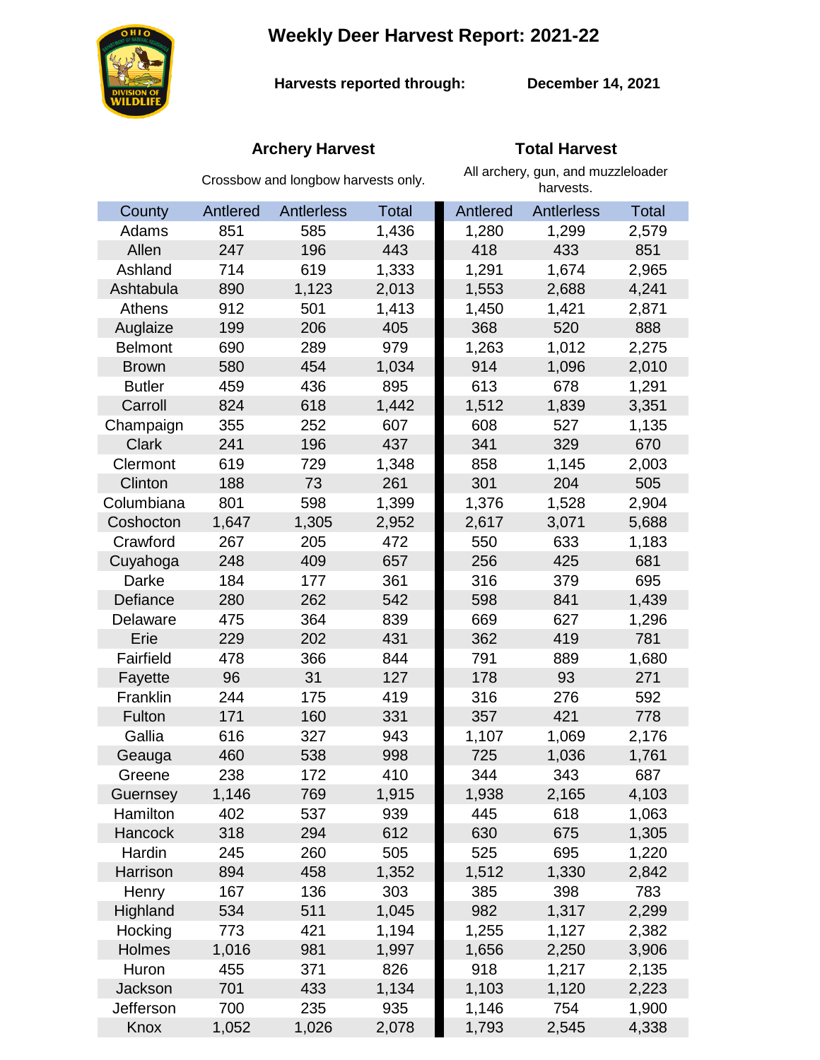# Weekly Deer Harvest Report: 2021-22

**Harvests reported through:** **December 14, 2021**

| | **Archery Harvest** Crossbow and longbow harvests only. | | | **Total Harvest** All archery, gun, and muzzleloader harvests. | | |
|---|---|---|---|---|---|---|
| County | Antlered | Antlerless | Total | Antlered | Antlerless | Total |
| Adams | 851 | 585 | 1,436 | 1,280 | 1,299 | 2,579 |
| Allen | 247 | 196 | 443 | 418 | 433 | 851 |
| Ashland | 714 | 619 | 1,333 | 1,291 | 1,674 | 2,965 |
| Ashtabula | 890 | 1,123 | 2,013 | 1,553 | 2,688 | 4,241 |
| Athens | 912 | 501 | 1,413 | 1,450 | 1,421 | 2,871 |
| Auglaize | 199 | 206 | 405 | 368 | 520 | 888 |
| Belmont | 690 | 289 | 979 | 1,263 | 1,012 | 2,275 |
| Brown | 580 | 454 | 1,034 | 914 | 1,096 | 2,010 |
| Butler | 459 | 436 | 895 | 613 | 678 | 1,291 |
| Carroll | 824 | 618 | 1,442 | 1,512 | 1,839 | 3,351 |
| Champaign | 355 | 252 | 607 | 608 | 527 | 1,135 |
| Clark | 241 | 196 | 437 | 341 | 329 | 670 |
| Clermont | 619 | 729 | 1,348 | 858 | 1,145 | 2,003 |
| Clinton | 188 | 73 | 261 | 301 | 204 | 505 |
| Columbiana | 801 | 598 | 1,399 | 1,376 | 1,528 | 2,904 |
| Coshocton | 1,647 | 1,305 | 2,952 | 2,617 | 3,071 | 5,688 |
| Crawford | 267 | 205 | 472 | 550 | 633 | 1,183 |
| Cuyahoga | 248 | 409 | 657 | 256 | 425 | 681 |
| Darke | 184 | 177 | 361 | 316 | 379 | 695 |
| Defiance | 280 | 262 | 542 | 598 | 841 | 1,439 |
| Delaware | 475 | 364 | 839 | 669 | 627 | 1,296 |
| Erie | 229 | 202 | 431 | 362 | 419 | 781 |
| Fairfield | 478 | 366 | 844 | 791 | 889 | 1,680 |
| Fayette | 96 | 31 | 127 | 178 | 93 | 271 |
| Franklin | 244 | 175 | 419 | 316 | 276 | 592 |
| Fulton | 171 | 160 | 331 | 357 | 421 | 778 |
| Gallia | 616 | 327 | 943 | 1,107 | 1,069 | 2,176 |
| Geauga | 460 | 538 | 998 | 725 | 1,036 | 1,761 |
| Greene | 238 | 172 | 410 | 344 | 343 | 687 |
| Guernsey | 1,146 | 769 | 1,915 | 1,938 | 2,165 | 4,103 |
| Hamilton | 402 | 537 | 939 | 445 | 618 | 1,063 |
| Hancock | 318 | 294 | 612 | 630 | 675 | 1,305 |
| Hardin | 245 | 260 | 505 | 525 | 695 | 1,220 |
| Harrison | 894 | 458 | 1,352 | 1,512 | 1,330 | 2,842 |
| Henry | 167 | 136 | 303 | 385 | 398 | 783 |
| Highland | 534 | 511 | 1,045 | 982 | 1,317 | 2,299 |
| Hocking | 773 | 421 | 1,194 | 1,255 | 1,127 | 2,382 |
| Holmes | 1,016 | 981 | 1,997 | 1,656 | 2,250 | 3,906 |
| Huron | 455 | 371 | 826 | 918 | 1,217 | 2,135 |
| Jackson | 701 | 433 | 1,134 | 1,103 | 1,120 | 2,223 |
| Jefferson | 700 | 235 | 935 | 1,146 | 754 | 1,900 |
| Knox | 1,052 | 1,026 | 2,078 | 1,793 | 2,545 | 4,338 |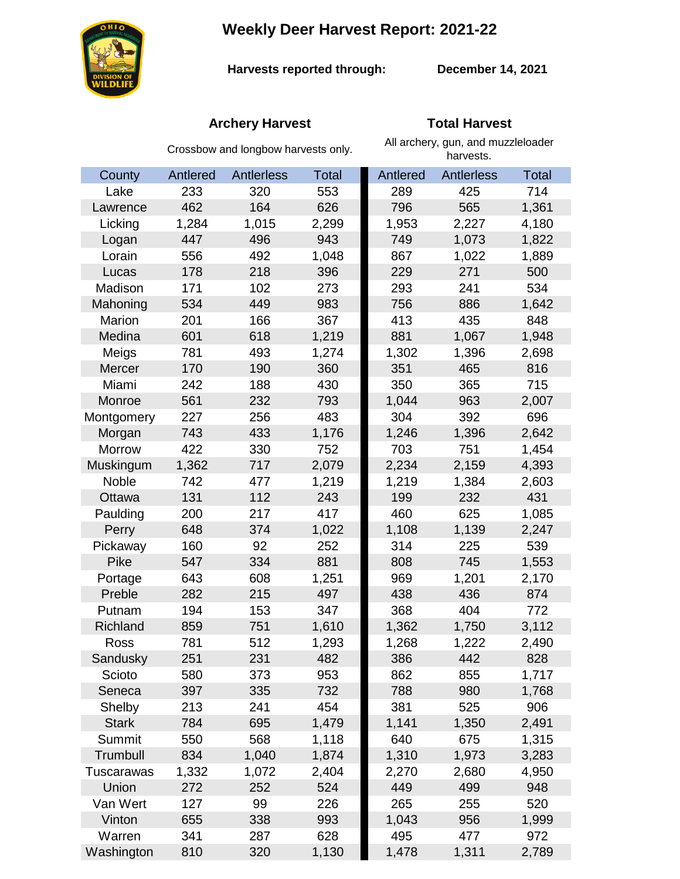# Weekly Deer Harvest Report: 2021-22

**Harvests reported through:** **December 14, 2021**

| County | Archery Harvest | | | Total Harvest | | |
|---|---|---|---|---|---|---|
| | Crossbow and longbow harvests only. | | | All archery, gun, and muzzleloader harvests. | | |
| | Antlered | Antlerless | Total | Antlered | Antlerless | Total |
| Lake | 233 | 320 | 553 | 289 | 425 | 714 |
| Lawrence | 462 | 164 | 626 | 796 | 565 | 1,361 |
| Licking | 1,284 | 1,015 | 2,299 | 1,953 | 2,227 | 4,180 |
| Logan | 447 | 496 | 943 | 749 | 1,073 | 1,822 |
| Lorain | 556 | 492 | 1,048 | 867 | 1,022 | 1,889 |
| Lucas | 178 | 218 | 396 | 229 | 271 | 500 |
| Madison | 171 | 102 | 273 | 293 | 241 | 534 |
| Mahoning | 534 | 449 | 983 | 756 | 886 | 1,642 |
| Marion | 201 | 166 | 367 | 413 | 435 | 848 |
| Medina | 601 | 618 | 1,219 | 881 | 1,067 | 1,948 |
| Meigs | 781 | 493 | 1,274 | 1,302 | 1,396 | 2,698 |
| Mercer | 170 | 190 | 360 | 351 | 465 | 816 |
| Miami | 242 | 188 | 430 | 350 | 365 | 715 |
| Monroe | 561 | 232 | 793 | 1,044 | 963 | 2,007 |
| Montgomery | 227 | 256 | 483 | 304 | 392 | 696 |
| Morgan | 743 | 433 | 1,176 | 1,246 | 1,396 | 2,642 |
| Morrow | 422 | 330 | 752 | 703 | 751 | 1,454 |
| Muskingum | 1,362 | 717 | 2,079 | 2,234 | 2,159 | 4,393 |
| Noble | 742 | 477 | 1,219 | 1,219 | 1,384 | 2,603 |
| Ottawa | 131 | 112 | 243 | 199 | 232 | 431 |
| Paulding | 200 | 217 | 417 | 460 | 625 | 1,085 |
| Perry | 648 | 374 | 1,022 | 1,108 | 1,139 | 2,247 |
| Pickaway | 160 | 92 | 252 | 314 | 225 | 539 |
| Pike | 547 | 334 | 881 | 808 | 745 | 1,553 |
| Portage | 643 | 608 | 1,251 | 969 | 1,201 | 2,170 |
| Preble | 282 | 215 | 497 | 438 | 436 | 874 |
| Putnam | 194 | 153 | 347 | 368 | 404 | 772 |
| Richland | 859 | 751 | 1,610 | 1,362 | 1,750 | 3,112 |
| Ross | 781 | 512 | 1,293 | 1,268 | 1,222 | 2,490 |
| Sandusky | 251 | 231 | 482 | 386 | 442 | 828 |
| Scioto | 580 | 373 | 953 | 862 | 855 | 1,717 |
| Seneca | 397 | 335 | 732 | 788 | 980 | 1,768 |
| Shelby | 213 | 241 | 454 | 381 | 525 | 906 |
| Stark | 784 | 695 | 1,479 | 1,141 | 1,350 | 2,491 |
| Summit | 550 | 568 | 1,118 | 640 | 675 | 1,315 |
| Trumbull | 834 | 1,040 | 1,874 | 1,310 | 1,973 | 3,283 |
| Tuscarawas | 1,332 | 1,072 | 2,404 | 2,270 | 2,680 | 4,950 |
| Union | 272 | 252 | 524 | 449 | 499 | 948 |
| Van Wert | 127 | 99 | 226 | 265 | 255 | 520 |
| Vinton | 655 | 338 | 993 | 1,043 | 956 | 1,999 |
| Warren | 341 | 287 | 628 | 495 | 477 | 972 |
| Washington | 810 | 320 | 1,130 | 1,478 | 1,311 | 2,789 |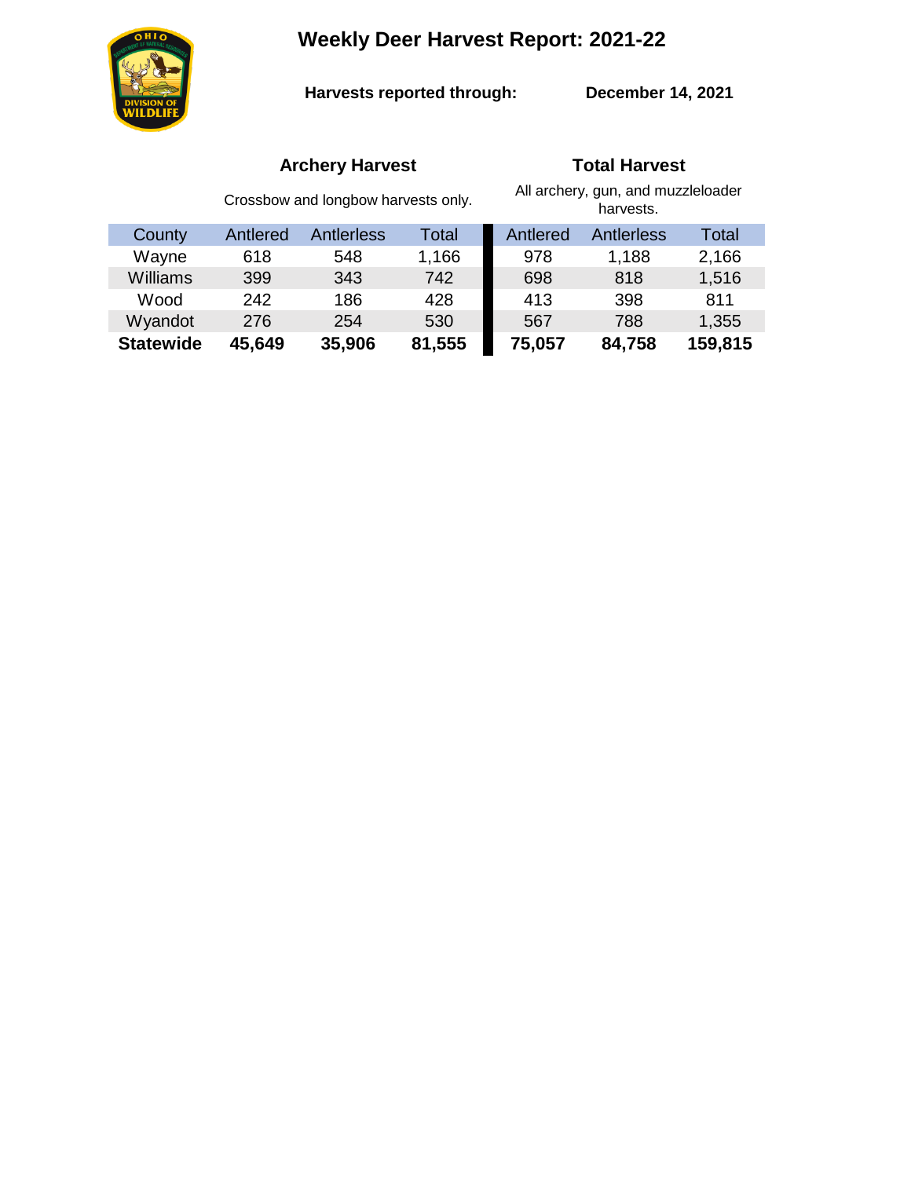# Weekly Deer Harvest Report: 2021-22

**Harvests reported through:** **December 14, 2021**

| | Archery Harvest | | | Total Harvest | | |
|---|---|---|---|---|---|---|
| | Crossbow and longbow harvests only. | | | All archery, gun, and muzzleloader harvests. | | |
| County | Antlered | Antlerless | Total | Antlered | Antlerless | Total |
| Wayne | 618 | 548 | 1,166 | 978 | 1,188 | 2,166 |
| Williams | 399 | 343 | 742 | 698 | 818 | 1,516 |
| Wood | 242 | 186 | 428 | 413 | 398 | 811 |
| Wyandot | 276 | 254 | 530 | 567 | 788 | 1,355 |
| **Statewide** | **45,649** | **35,906** | **81,555** | **75,057** | **84,758** | **159,815** |